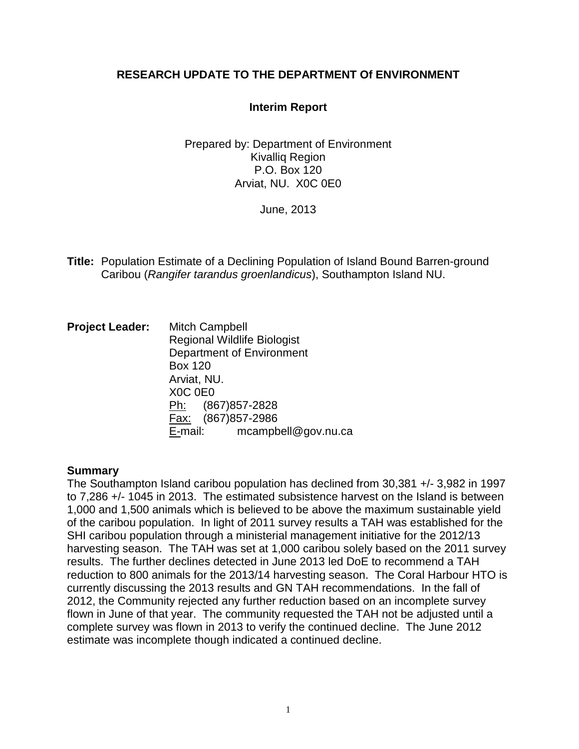# RESEARCH UPDATE TO THE DEPARTMENT Of ENVIRONMENT

## Interim Report

Prepared by: Department of Environment
Kivalliq Region
P.O. Box 120
Arviat, NU. X0C 0E0

June, 2013

**Title:** Population Estimate of a Declining Population of Island Bound Barren-ground Caribou (*Rangifer tarandus groenlandicus*), Southampton Island NU.

**Project Leader:** Mitch Campbell
Regional Wildlife Biologist
Department of Environment
Box 120
Arviat, NU.
X0C 0E0
Ph: (867)857-2828
Fax: (867)857-2986
E-mail: mcampbell@gov.nu.ca

### Summary

The Southampton Island caribou population has declined from 30,381 +/- 3,982 in 1997 to 7,286 +/- 1045 in 2013. The estimated subsistence harvest on the Island is between 1,000 and 1,500 animals which is believed to be above the maximum sustainable yield of the caribou population. In light of 2011 survey results a TAH was established for the SHI caribou population through a ministerial management initiative for the 2012/13 harvesting season. The TAH was set at 1,000 caribou solely based on the 2011 survey results. The further declines detected in June 2013 led DoE to recommend a TAH reduction to 800 animals for the 2013/14 harvesting season. The Coral Harbour HTO is currently discussing the 2013 results and GN TAH recommendations. In the fall of 2012, the Community rejected any further reduction based on an incomplete survey flown in June of that year. The community requested the TAH not be adjusted until a complete survey was flown in 2013 to verify the continued decline. The June 2012 estimate was incomplete though indicated a continued decline.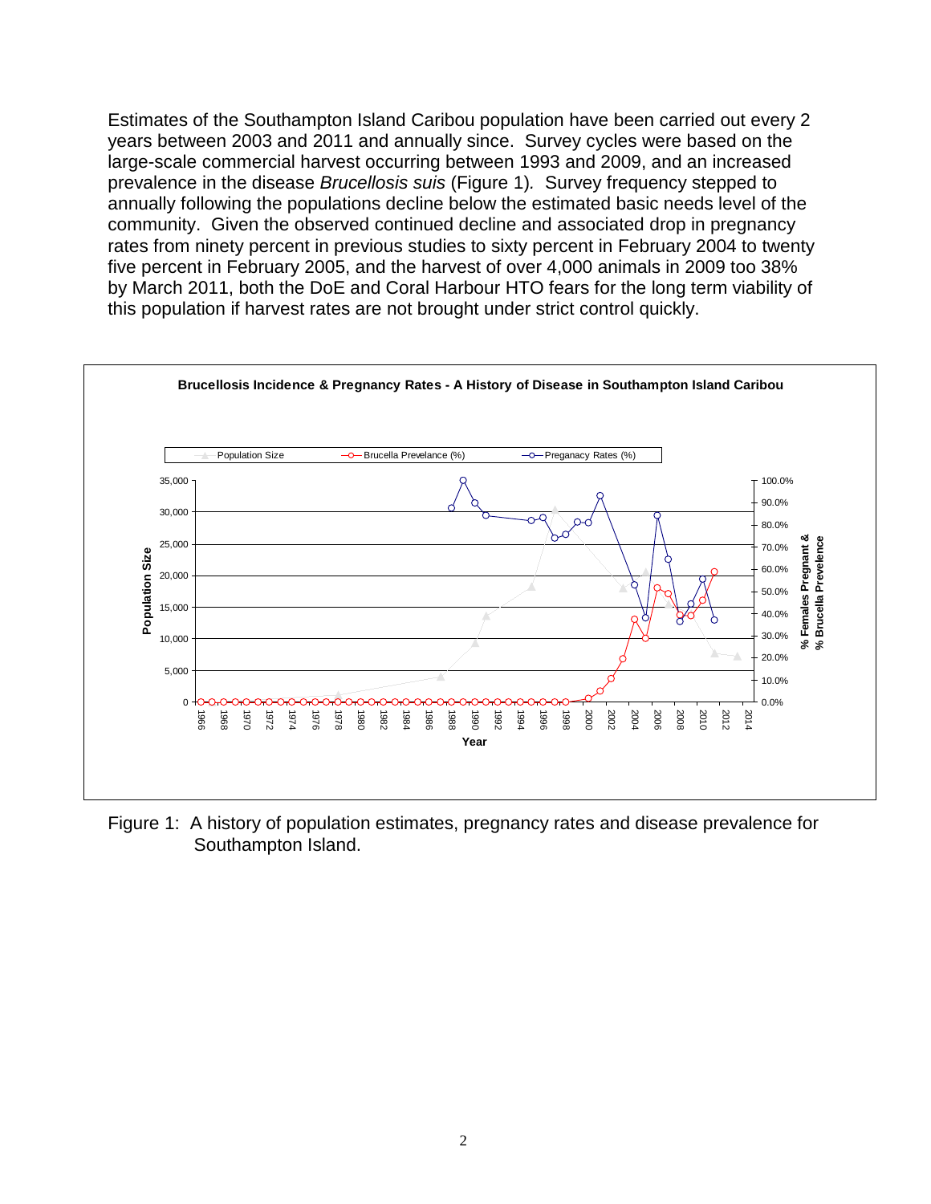Estimates of the Southampton Island Caribou population have been carried out every 2 years between 2003 and 2011 and annually since. Survey cycles were based on the large-scale commercial harvest occurring between 1993 and 2009, and an increased prevalence in the disease *Brucellosis suis* (Figure 1). Survey frequency stepped to annually following the populations decline below the estimated basic needs level of the community. Given the observed continued decline and associated drop in pregnancy rates from ninety percent in previous studies to sixty percent in February 2004 to twenty five percent in February 2005, and the harvest of over 4,000 animals in 2009 too 38% by March 2011, both the DoE and Coral Harbour HTO fears for the long term viability of this population if harvest rates are not brought under strict control quickly.

Figure 1: A history of population estimates, pregnancy rates and disease prevalence for Southampton Island.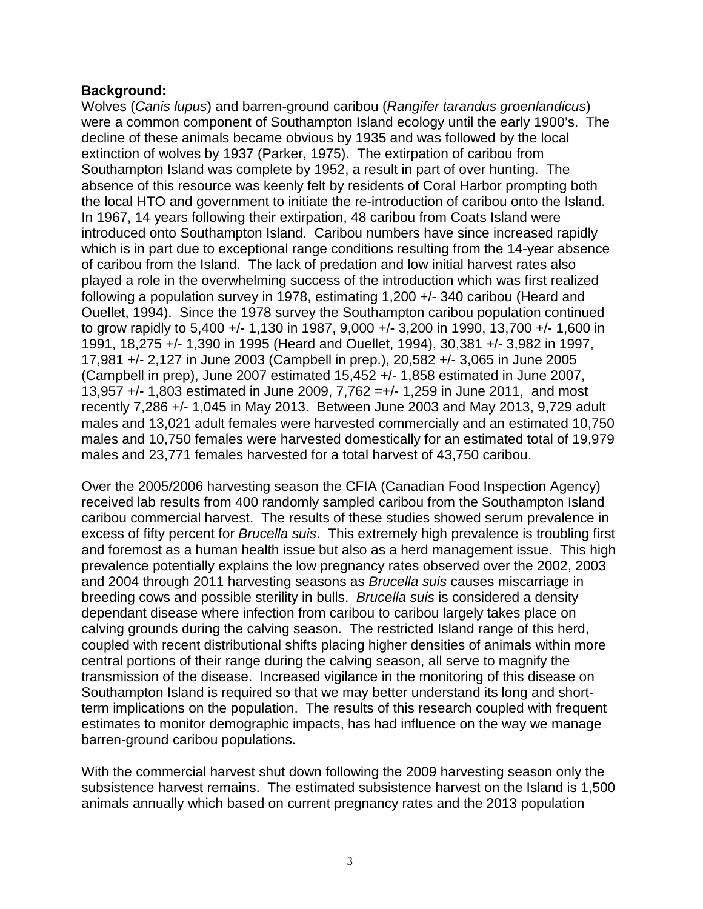**Background:**

Wolves (*Canis lupus*) and barren-ground caribou (*Rangifer tarandus groenlandicus*) were a common component of Southampton Island ecology until the early 1900's. The decline of these animals became obvious by 1935 and was followed by the local extinction of wolves by 1937 (Parker, 1975). The extirpation of caribou from Southampton Island was complete by 1952, a result in part of over hunting. The absence of this resource was keenly felt by residents of Coral Harbor prompting both the local HTO and government to initiate the re-introduction of caribou onto the Island. In 1967, 14 years following their extirpation, 48 caribou from Coats Island were introduced onto Southampton Island. Caribou numbers have since increased rapidly which is in part due to exceptional range conditions resulting from the 14-year absence of caribou from the Island. The lack of predation and low initial harvest rates also played a role in the overwhelming success of the introduction which was first realized following a population survey in 1978, estimating 1,200 +/- 340 caribou (Heard and Ouellet, 1994). Since the 1978 survey the Southampton caribou population continued to grow rapidly to 5,400 +/- 1,130 in 1987, 9,000 +/- 3,200 in 1990, 13,700 +/- 1,600 in 1991, 18,275 +/- 1,390 in 1995 (Heard and Ouellet, 1994), 30,381 +/- 3,982 in 1997, 17,981 +/- 2,127 in June 2003 (Campbell in prep.), 20,582 +/- 3,065 in June 2005 (Campbell in prep), June 2007 estimated 15,452 +/- 1,858 estimated in June 2007, 13,957 +/- 1,803 estimated in June 2009, 7,762 =+/- 1,259 in June 2011, and most recently 7,286 +/- 1,045 in May 2013. Between June 2003 and May 2013, 9,729 adult males and 13,021 adult females were harvested commercially and an estimated 10,750 males and 10,750 females were harvested domestically for an estimated total of 19,979 males and 23,771 females harvested for a total harvest of 43,750 caribou.

Over the 2005/2006 harvesting season the CFIA (Canadian Food Inspection Agency) received lab results from 400 randomly sampled caribou from the Southampton Island caribou commercial harvest. The results of these studies showed serum prevalence in excess of fifty percent for *Brucella suis*. This extremely high prevalence is troubling first and foremost as a human health issue but also as a herd management issue. This high prevalence potentially explains the low pregnancy rates observed over the 2002, 2003 and 2004 through 2011 harvesting seasons as *Brucella suis* causes miscarriage in breeding cows and possible sterility in bulls. *Brucella suis* is considered a density dependant disease where infection from caribou to caribou largely takes place on calving grounds during the calving season. The restricted Island range of this herd, coupled with recent distributional shifts placing higher densities of animals within more central portions of their range during the calving season, all serve to magnify the transmission of the disease. Increased vigilance in the monitoring of this disease on Southampton Island is required so that we may better understand its long and short-term implications on the population. The results of this research coupled with frequent estimates to monitor demographic impacts, has had influence on the way we manage barren-ground caribou populations.

With the commercial harvest shut down following the 2009 harvesting season only the subsistence harvest remains. The estimated subsistence harvest on the Island is 1,500 animals annually which based on current pregnancy rates and the 2013 population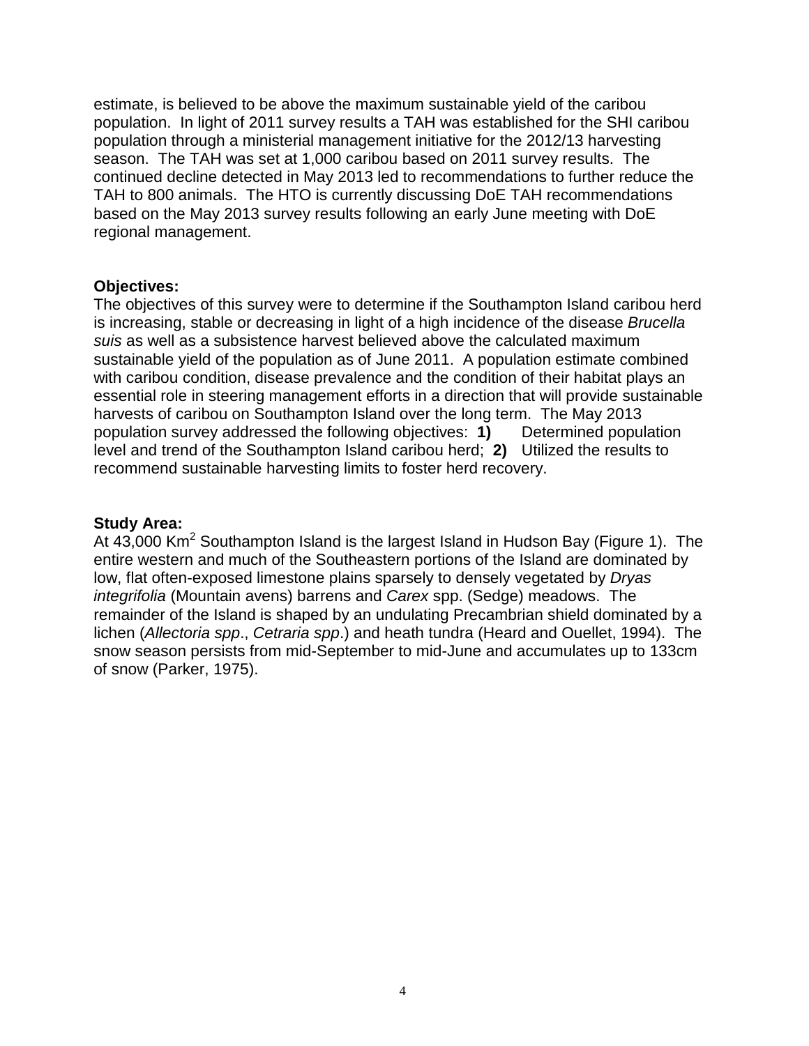estimate, is believed to be above the maximum sustainable yield of the caribou population. In light of 2011 survey results a TAH was established for the SHI caribou population through a ministerial management initiative for the 2012/13 harvesting season. The TAH was set at 1,000 caribou based on 2011 survey results. The continued decline detected in May 2013 led to recommendations to further reduce the TAH to 800 animals. The HTO is currently discussing DoE TAH recommendations based on the May 2013 survey results following an early June meeting with DoE regional management.

**Objectives:**

The objectives of this survey were to determine if the Southampton Island caribou herd is increasing, stable or decreasing in light of a high incidence of the disease *Brucella suis* as well as a subsistence harvest believed above the calculated maximum sustainable yield of the population as of June 2011. A population estimate combined with caribou condition, disease prevalence and the condition of their habitat plays an essential role in steering management efforts in a direction that will provide sustainable harvests of caribou on Southampton Island over the long term. The May 2013 population survey addressed the following objectives: **1)** Determined population level and trend of the Southampton Island caribou herd; **2)** Utilized the results to recommend sustainable harvesting limits to foster herd recovery.

**Study Area:**

At 43,000 Km$^2$ Southampton Island is the largest Island in Hudson Bay (Figure 1). The entire western and much of the Southeastern portions of the Island are dominated by low, flat often-exposed limestone plains sparsely to densely vegetated by *Dryas integrifolia* (Mountain avens) barrens and *Carex* spp. (Sedge) meadows. The remainder of the Island is shaped by an undulating Precambrian shield dominated by a lichen (*Allectoria spp*., *Cetraria spp*.) and heath tundra (Heard and Ouellet, 1994). The snow season persists from mid-September to mid-June and accumulates up to 133cm of snow (Parker, 1975).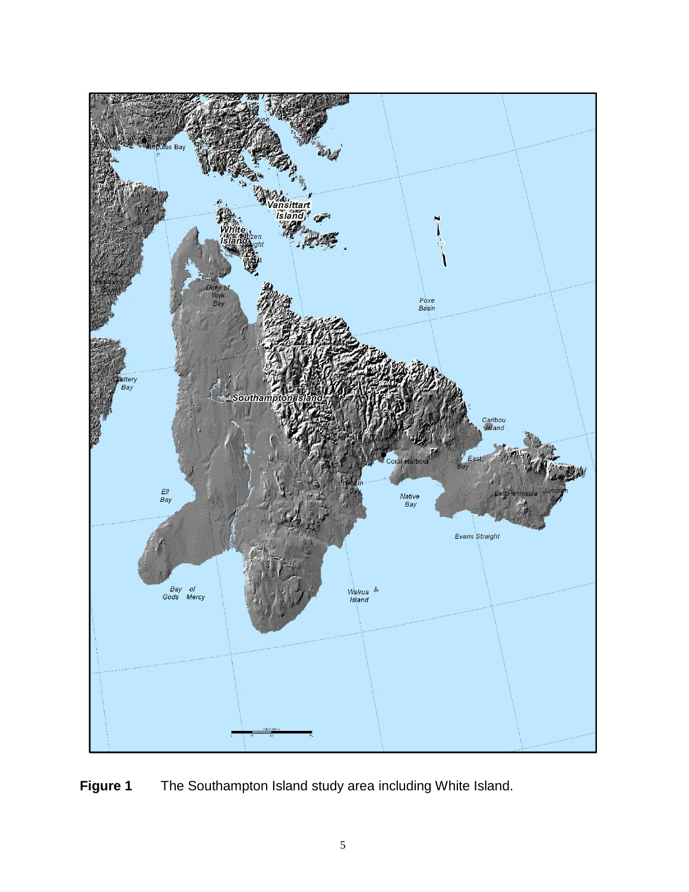**Figure 1** The Southampton Island study area including White Island.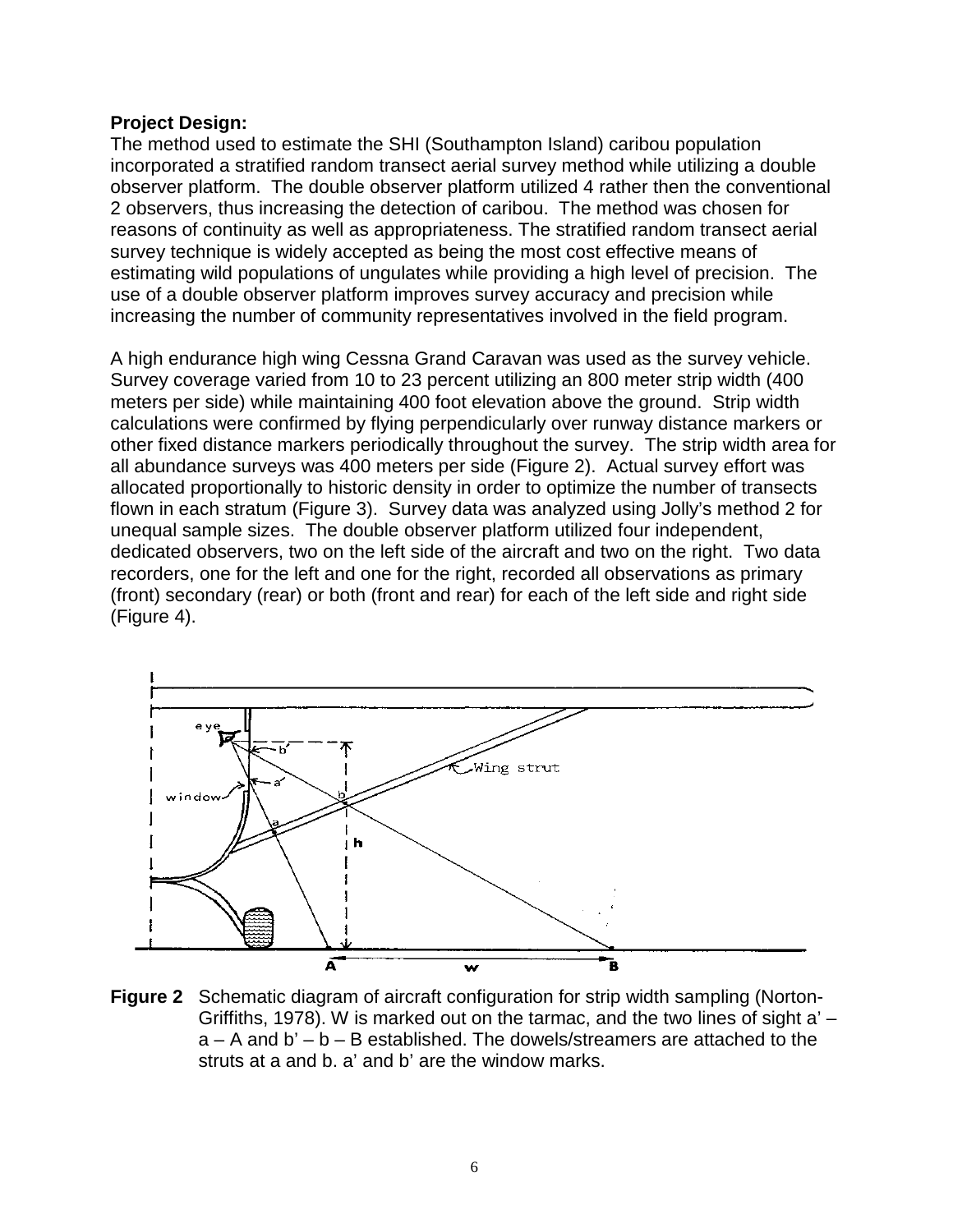**Project Design:**

The method used to estimate the SHI (Southampton Island) caribou population incorporated a stratified random transect aerial survey method while utilizing a double observer platform. The double observer platform utilized 4 rather then the conventional 2 observers, thus increasing the detection of caribou. The method was chosen for reasons of continuity as well as appropriateness. The stratified random transect aerial survey technique is widely accepted as being the most cost effective means of estimating wild populations of ungulates while providing a high level of precision. The use of a double observer platform improves survey accuracy and precision while increasing the number of community representatives involved in the field program.

A high endurance high wing Cessna Grand Caravan was used as the survey vehicle. Survey coverage varied from 10 to 23 percent utilizing an 800 meter strip width (400 meters per side) while maintaining 400 foot elevation above the ground. Strip width calculations were confirmed by flying perpendicularly over runway distance markers or other fixed distance markers periodically throughout the survey. The strip width area for all abundance surveys was 400 meters per side (Figure 2). Actual survey effort was allocated proportionally to historic density in order to optimize the number of transects flown in each stratum (Figure 3). Survey data was analyzed using Jolly's method 2 for unequal sample sizes. The double observer platform utilized four independent, dedicated observers, two on the left side of the aircraft and two on the right. Two data recorders, one for the left and one for the right, recorded all observations as primary (front) secondary (rear) or both (front and rear) for each of the left side and right side (Figure 4).

**Figure 2** Schematic diagram of aircraft configuration for strip width sampling (Norton-Griffiths, 1978). W is marked out on the tarmac, and the two lines of sight a' – a – A and b' – b – B established. The dowels/streamers are attached to the struts at a and b. a' and b' are the window marks.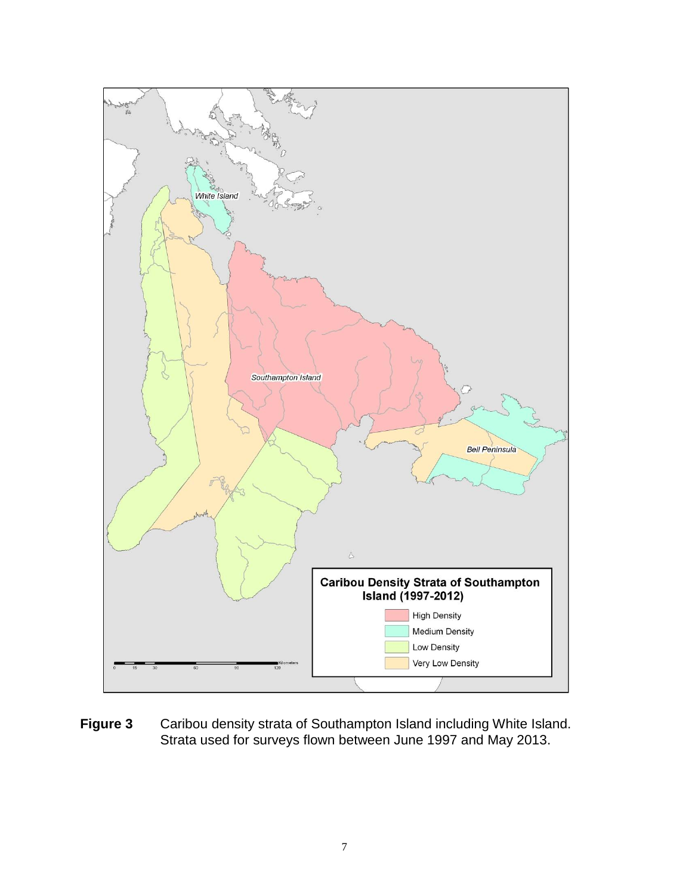**Figure 3** Caribou density strata of Southampton Island including White Island. Strata used for surveys flown between June 1997 and May 2013.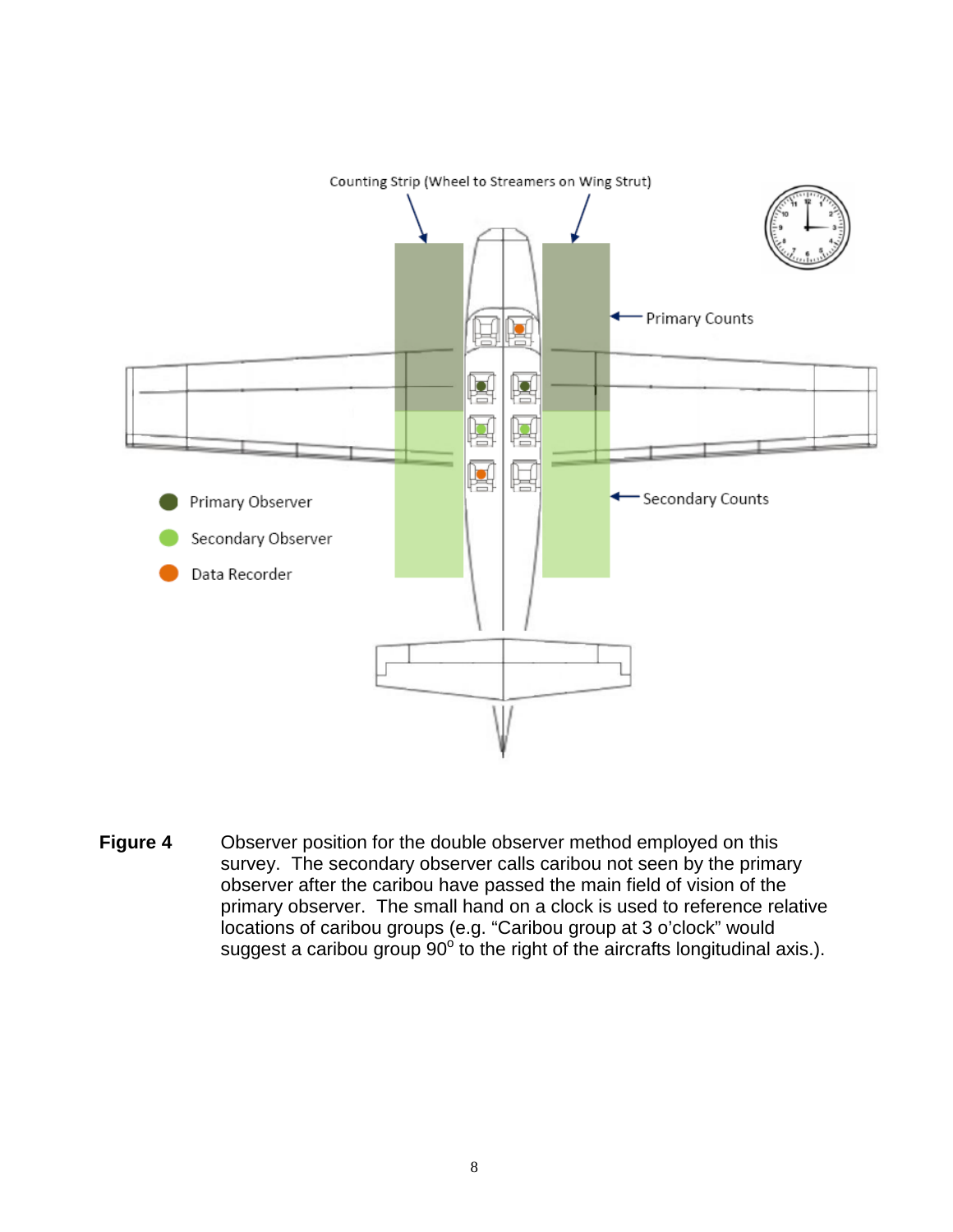**Figure 4** Observer position for the double observer method employed on this survey. The secondary observer calls caribou not seen by the primary observer after the caribou have passed the main field of vision of the primary observer. The small hand on a clock is used to reference relative locations of caribou groups (e.g. “Caribou group at 3 o’clock” would suggest a caribou group 90$^{o}$ to the right of the aircrafts longitudinal axis.).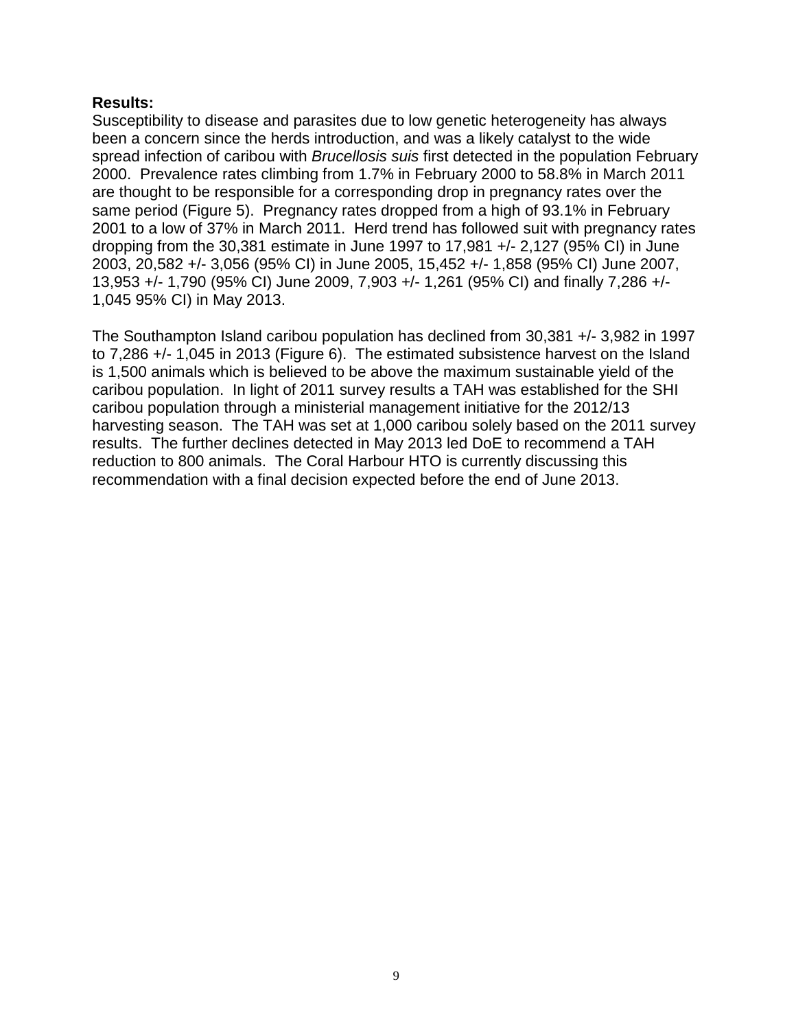**Results:**

Susceptibility to disease and parasites due to low genetic heterogeneity has always been a concern since the herds introduction, and was a likely catalyst to the wide spread infection of caribou with *Brucellosis suis* first detected in the population February 2000. Prevalence rates climbing from 1.7% in February 2000 to 58.8% in March 2011 are thought to be responsible for a corresponding drop in pregnancy rates over the same period (Figure 5). Pregnancy rates dropped from a high of 93.1% in February 2001 to a low of 37% in March 2011. Herd trend has followed suit with pregnancy rates dropping from the 30,381 estimate in June 1997 to 17,981 +/- 2,127 (95% CI) in June 2003, 20,582 +/- 3,056 (95% CI) in June 2005, 15,452 +/- 1,858 (95% CI) June 2007, 13,953 +/- 1,790 (95% CI) June 2009, 7,903 +/- 1,261 (95% CI) and finally 7,286 +/- 1,045 95% CI) in May 2013.

The Southampton Island caribou population has declined from 30,381 +/- 3,982 in 1997 to 7,286 +/- 1,045 in 2013 (Figure 6). The estimated subsistence harvest on the Island is 1,500 animals which is believed to be above the maximum sustainable yield of the caribou population. In light of 2011 survey results a TAH was established for the SHI caribou population through a ministerial management initiative for the 2012/13 harvesting season. The TAH was set at 1,000 caribou solely based on the 2011 survey results. The further declines detected in May 2013 led DoE to recommend a TAH reduction to 800 animals. The Coral Harbour HTO is currently discussing this recommendation with a final decision expected before the end of June 2013.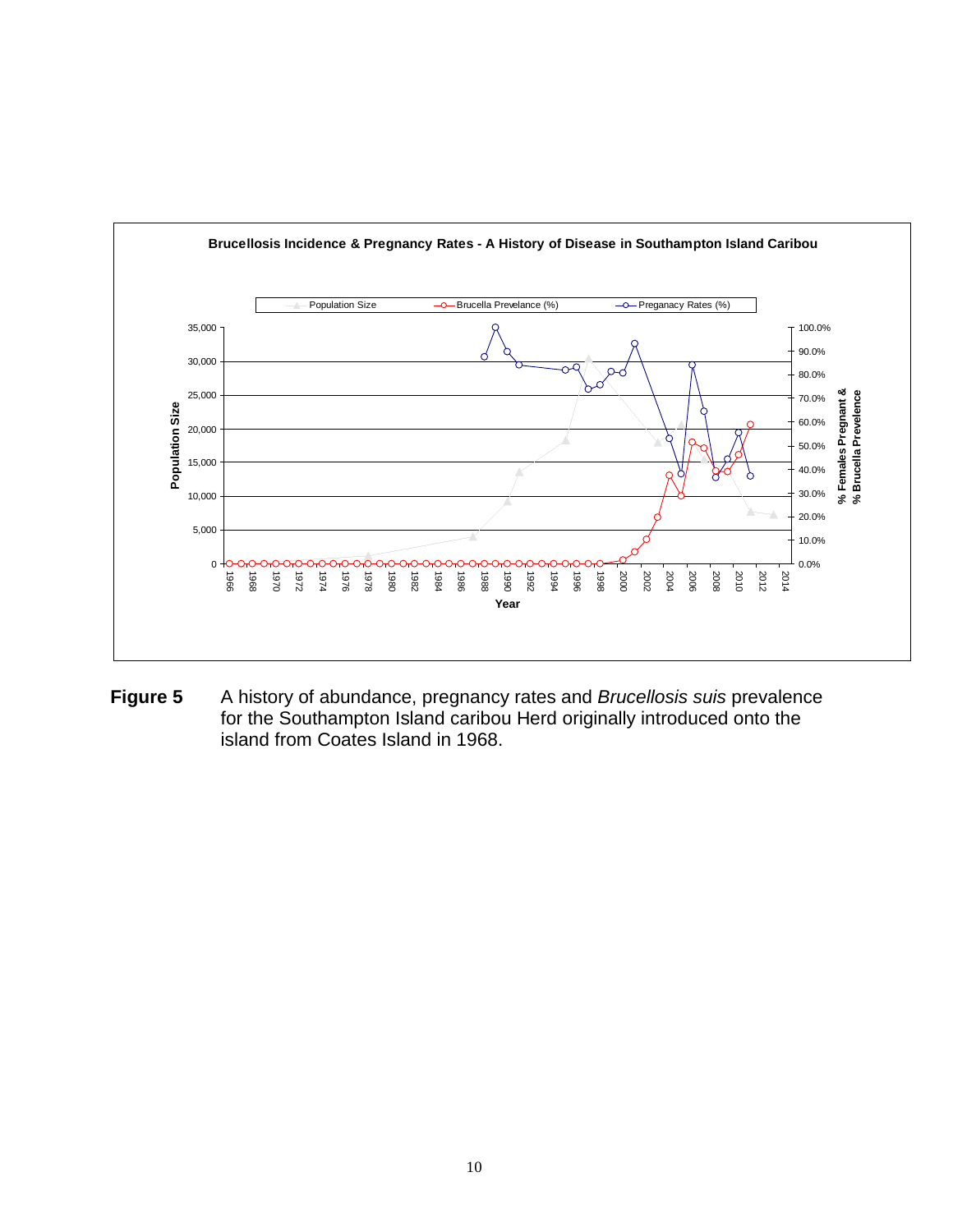**Figure 5** A history of abundance, pregnancy rates and *Brucellosis suis* prevalence for the Southampton Island caribou Herd originally introduced onto the island from Coates Island in 1968.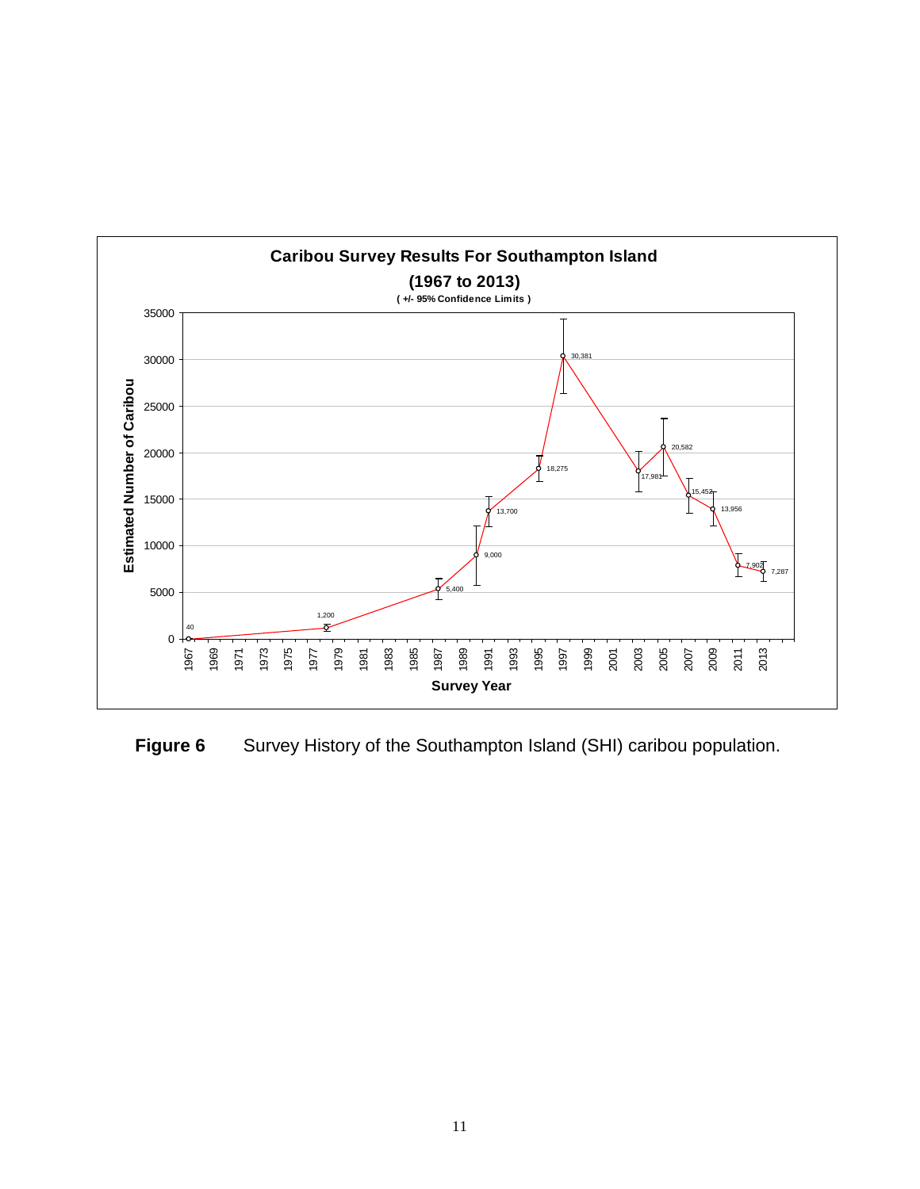**Caribou Survey Results For Southampton Island**

**(1967 to 2013)**

**( +/- 95% Confidence Limits )**

| Survey Year | Estimated Number of Caribou |
|---|---|
| 1967 | 40 |
| 1978 | 1,200 |
| 1987 | 5,400 |
| 1990 | 9,000 |
| 1991 | 13,700 |
| 1995 | 18,275 |
| 1997 | 30,381 |
| 2003 | 17,981 |
| 2005 | 20,582 |
| 2007 | 15,452 |
| 2009 | 13,956 |
| 2011 | 7,902 |
| 2013 | 7,287 |

**Figure 6** Survey History of the Southampton Island (SHI) caribou population.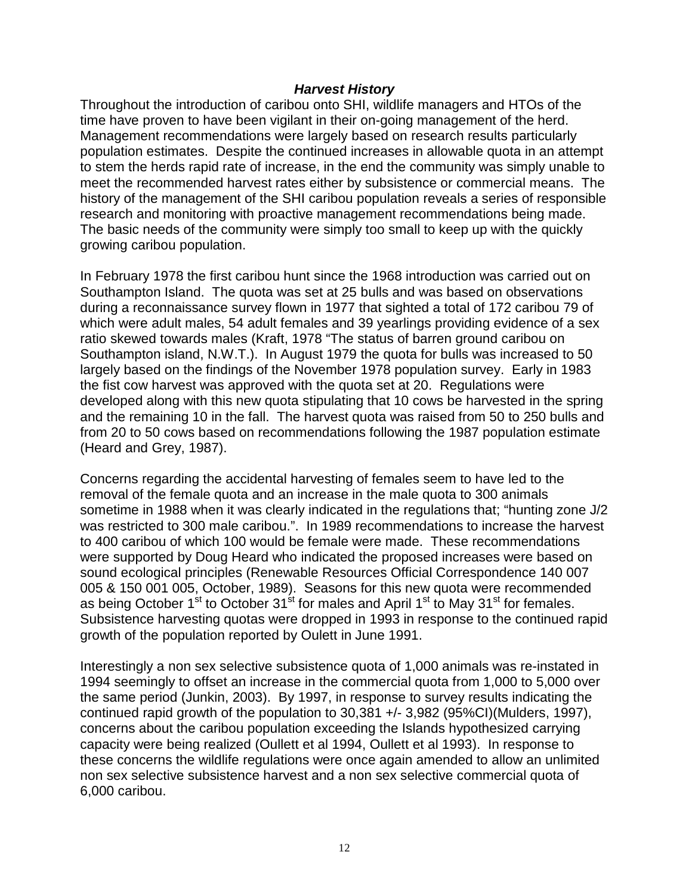## ***Harvest History***

Throughout the introduction of caribou onto SHI, wildlife managers and HTOs of the time have proven to have been vigilant in their on-going management of the herd. Management recommendations were largely based on research results particularly population estimates. Despite the continued increases in allowable quota in an attempt to stem the herds rapid rate of increase, in the end the community was simply unable to meet the recommended harvest rates either by subsistence or commercial means. The history of the management of the SHI caribou population reveals a series of responsible research and monitoring with proactive management recommendations being made. The basic needs of the community were simply too small to keep up with the quickly growing caribou population.

In February 1978 the first caribou hunt since the 1968 introduction was carried out on Southampton Island. The quota was set at 25 bulls and was based on observations during a reconnaissance survey flown in 1977 that sighted a total of 172 caribou 79 of which were adult males, 54 adult females and 39 yearlings providing evidence of a sex ratio skewed towards males (Kraft, 1978 "The status of barren ground caribou on Southampton island, N.W.T.). In August 1979 the quota for bulls was increased to 50 largely based on the findings of the November 1978 population survey. Early in 1983 the fist cow harvest was approved with the quota set at 20. Regulations were developed along with this new quota stipulating that 10 cows be harvested in the spring and the remaining 10 in the fall. The harvest quota was raised from 50 to 250 bulls and from 20 to 50 cows based on recommendations following the 1987 population estimate (Heard and Grey, 1987).

Concerns regarding the accidental harvesting of females seem to have led to the removal of the female quota and an increase in the male quota to 300 animals sometime in 1988 when it was clearly indicated in the regulations that; "hunting zone J/2 was restricted to 300 male caribou.". In 1989 recommendations to increase the harvest to 400 caribou of which 100 would be female were made. These recommendations were supported by Doug Heard who indicated the proposed increases were based on sound ecological principles (Renewable Resources Official Correspondence 140 007 005 & 150 001 005, October, 1989). Seasons for this new quota were recommended as being October 1st to October 31st for males and April 1st to May 31st for females. Subsistence harvesting quotas were dropped in 1993 in response to the continued rapid growth of the population reported by Oulett in June 1991.

Interestingly a non sex selective subsistence quota of 1,000 animals was re-instated in 1994 seemingly to offset an increase in the commercial quota from 1,000 to 5,000 over the same period (Junkin, 2003). By 1997, in response to survey results indicating the continued rapid growth of the population to 30,381 +/- 3,982 (95%CI)(Mulders, 1997), concerns about the caribou population exceeding the Islands hypothesized carrying capacity were being realized (Oullett et al 1994, Oullett et al 1993). In response to these concerns the wildlife regulations were once again amended to allow an unlimited non sex selective subsistence harvest and a non sex selective commercial quota of 6,000 caribou.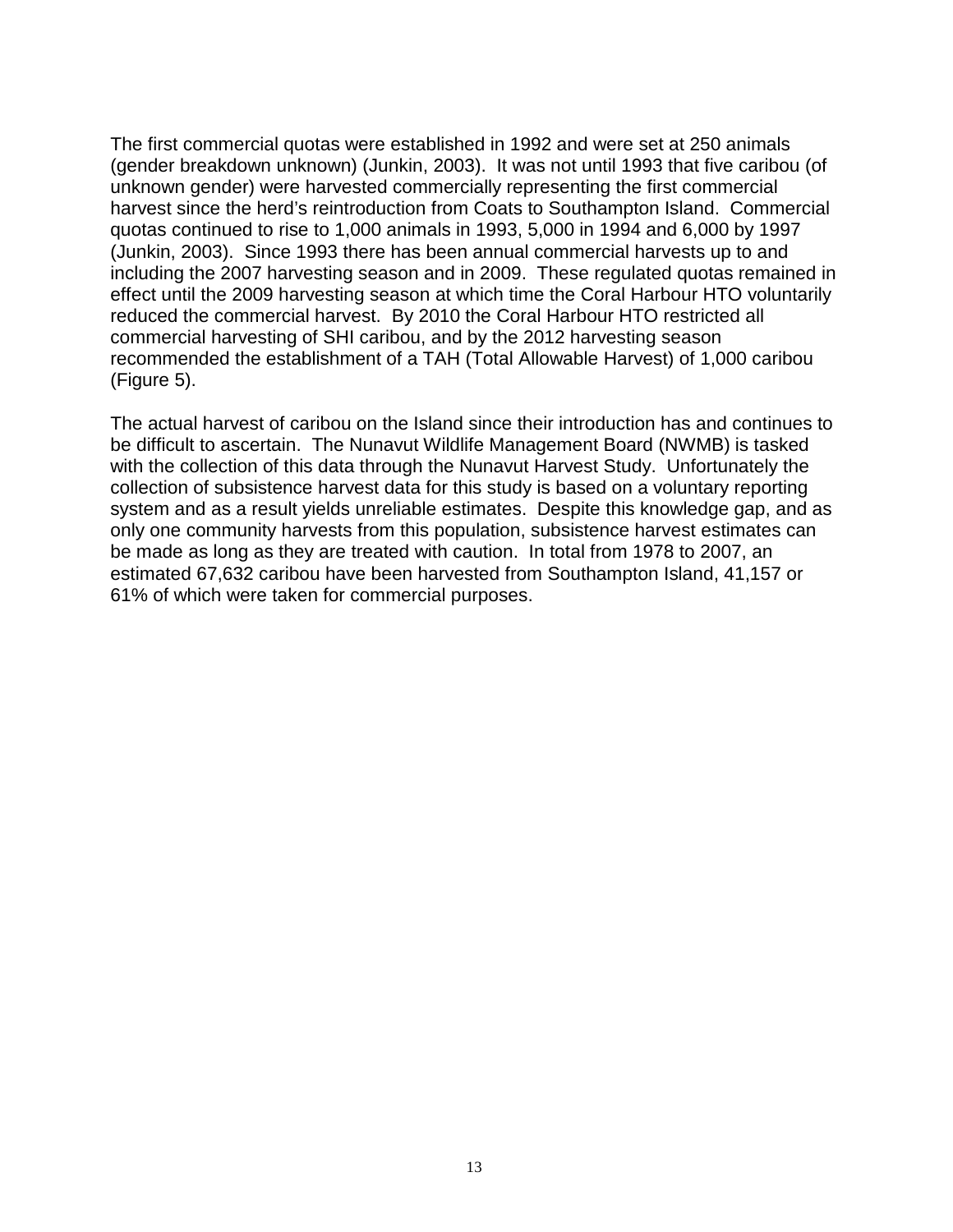The first commercial quotas were established in 1992 and were set at 250 animals (gender breakdown unknown) (Junkin, 2003). It was not until 1993 that five caribou (of unknown gender) were harvested commercially representing the first commercial harvest since the herd's reintroduction from Coats to Southampton Island. Commercial quotas continued to rise to 1,000 animals in 1993, 5,000 in 1994 and 6,000 by 1997 (Junkin, 2003). Since 1993 there has been annual commercial harvests up to and including the 2007 harvesting season and in 2009. These regulated quotas remained in effect until the 2009 harvesting season at which time the Coral Harbour HTO voluntarily reduced the commercial harvest. By 2010 the Coral Harbour HTO restricted all commercial harvesting of SHI caribou, and by the 2012 harvesting season recommended the establishment of a TAH (Total Allowable Harvest) of 1,000 caribou (Figure 5).

The actual harvest of caribou on the Island since their introduction has and continues to be difficult to ascertain. The Nunavut Wildlife Management Board (NWMB) is tasked with the collection of this data through the Nunavut Harvest Study. Unfortunately the collection of subsistence harvest data for this study is based on a voluntary reporting system and as a result yields unreliable estimates. Despite this knowledge gap, and as only one community harvests from this population, subsistence harvest estimates can be made as long as they are treated with caution. In total from 1978 to 2007, an estimated 67,632 caribou have been harvested from Southampton Island, 41,157 or 61% of which were taken for commercial purposes.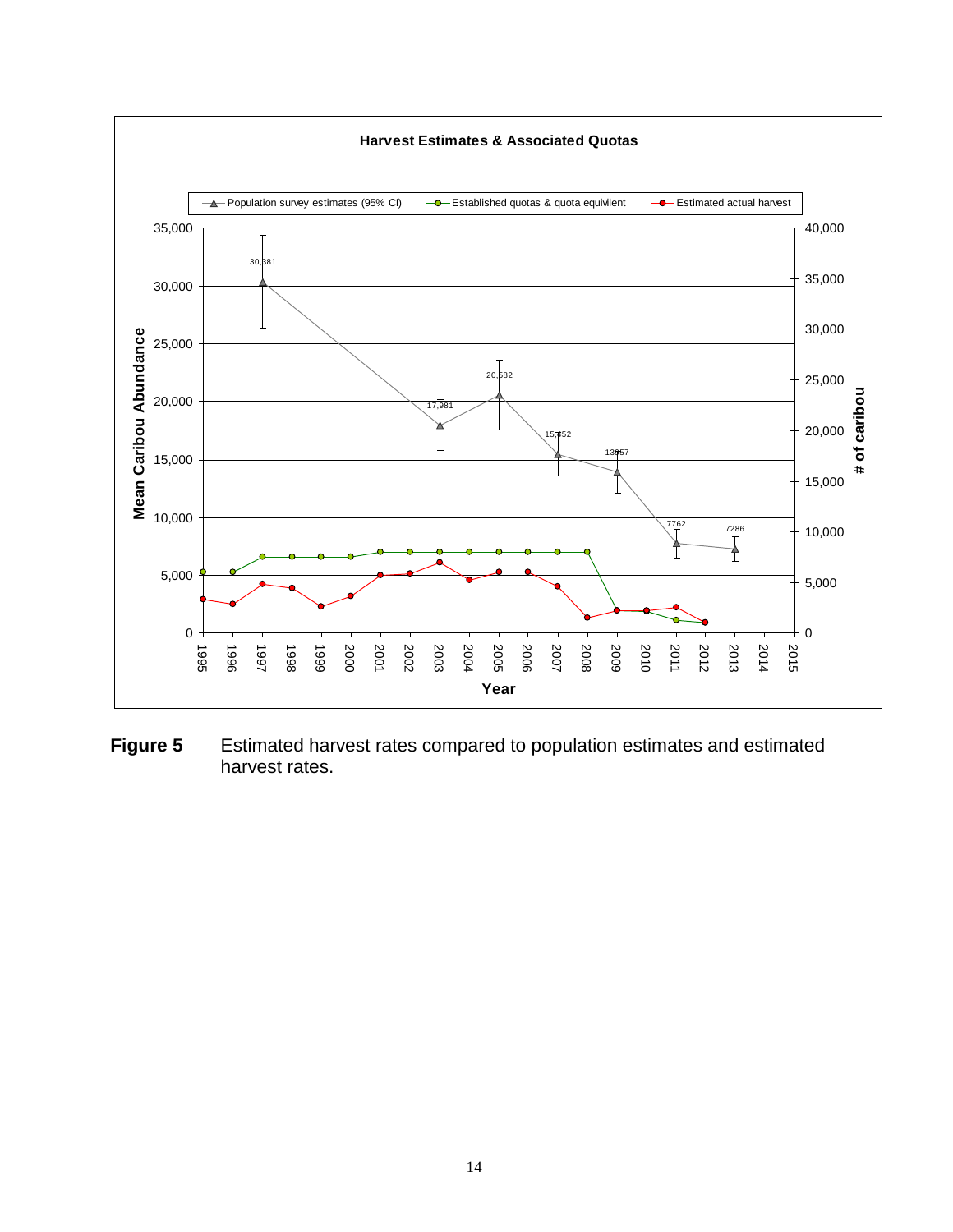**Figure 5** Estimated harvest rates compared to population estimates and estimated harvest rates.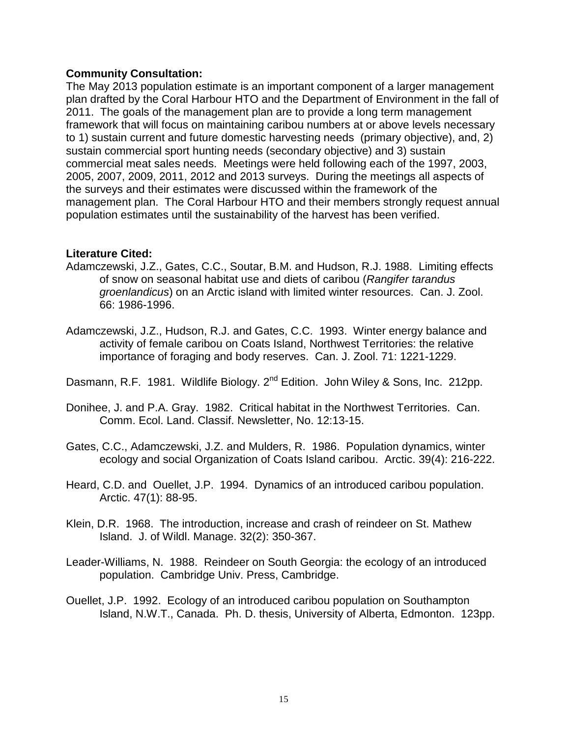**Community Consultation:**

The May 2013 population estimate is an important component of a larger management plan drafted by the Coral Harbour HTO and the Department of Environment in the fall of 2011. The goals of the management plan are to provide a long term management framework that will focus on maintaining caribou numbers at or above levels necessary to 1) sustain current and future domestic harvesting needs (primary objective), and, 2) sustain commercial sport hunting needs (secondary objective) and 3) sustain commercial meat sales needs. Meetings were held following each of the 1997, 2003, 2005, 2007, 2009, 2011, 2012 and 2013 surveys. During the meetings all aspects of the surveys and their estimates were discussed within the framework of the management plan. The Coral Harbour HTO and their members strongly request annual population estimates until the sustainability of the harvest has been verified.

**Literature Cited:**

Adamczewski, J.Z., Gates, C.C., Soutar, B.M. and Hudson, R.J. 1988. Limiting effects of snow on seasonal habitat use and diets of caribou (*Rangifer tarandus groenlandicus*) on an Arctic island with limited winter resources. Can. J. Zool. 66: 1986-1996.

Adamczewski, J.Z., Hudson, R.J. and Gates, C.C. 1993. Winter energy balance and activity of female caribou on Coats Island, Northwest Territories: the relative importance of foraging and body reserves. Can. J. Zool. 71: 1221-1229.

Dasmann, R.F. 1981. Wildlife Biology. 2nd Edition. John Wiley & Sons, Inc. 212pp.

Donihee, J. and P.A. Gray. 1982. Critical habitat in the Northwest Territories. Can. Comm. Ecol. Land. Classif. Newsletter, No. 12:13-15.

Gates, C.C., Adamczewski, J.Z. and Mulders, R. 1986. Population dynamics, winter ecology and social Organization of Coats Island caribou. Arctic. 39(4): 216-222.

Heard, C.D. and Ouellet, J.P. 1994. Dynamics of an introduced caribou population. Arctic. 47(1): 88-95.

Klein, D.R. 1968. The introduction, increase and crash of reindeer on St. Mathew Island. J. of Wildl. Manage. 32(2): 350-367.

Leader-Williams, N. 1988. Reindeer on South Georgia: the ecology of an introduced population. Cambridge Univ. Press, Cambridge.

Ouellet, J.P. 1992. Ecology of an introduced caribou population on Southampton Island, N.W.T., Canada. Ph. D. thesis, University of Alberta, Edmonton. 123pp.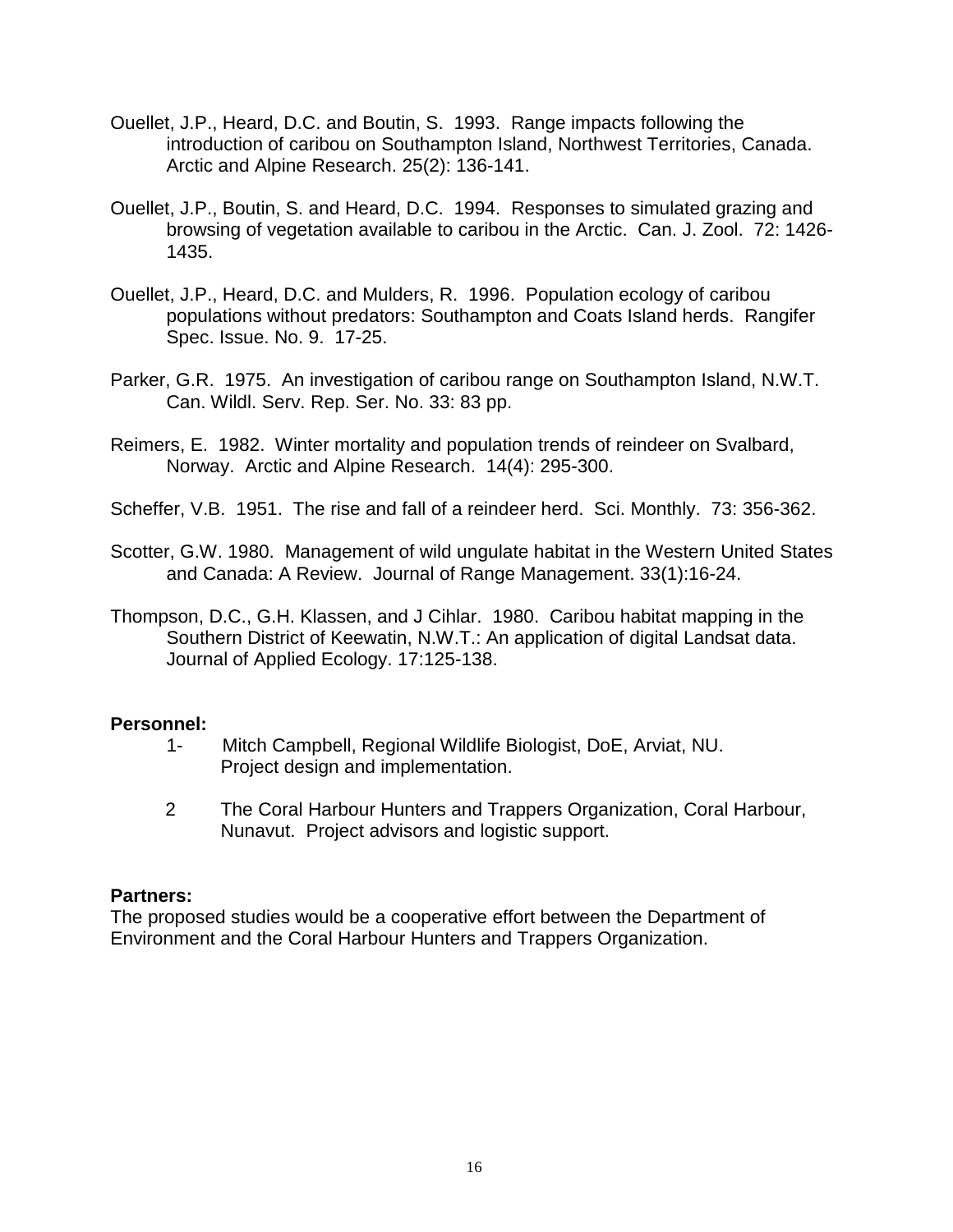Ouellet, J.P., Heard, D.C. and Boutin, S. 1993. Range impacts following the introduction of caribou on Southampton Island, Northwest Territories, Canada. Arctic and Alpine Research. 25(2): 136-141.

Ouellet, J.P., Boutin, S. and Heard, D.C. 1994. Responses to simulated grazing and browsing of vegetation available to caribou in the Arctic. Can. J. Zool. 72: 1426-1435.

Ouellet, J.P., Heard, D.C. and Mulders, R. 1996. Population ecology of caribou populations without predators: Southampton and Coats Island herds. Rangifer Spec. Issue. No. 9. 17-25.

Parker, G.R. 1975. An investigation of caribou range on Southampton Island, N.W.T. Can. Wildl. Serv. Rep. Ser. No. 33: 83 pp.

Reimers, E. 1982. Winter mortality and population trends of reindeer on Svalbard, Norway. Arctic and Alpine Research. 14(4): 295-300.

Scheffer, V.B. 1951. The rise and fall of a reindeer herd. Sci. Monthly. 73: 356-362.

Scotter, G.W. 1980. Management of wild ungulate habitat in the Western United States and Canada: A Review. Journal of Range Management. 33(1):16-24.

Thompson, D.C., G.H. Klassen, and J Cihlar. 1980. Caribou habitat mapping in the Southern District of Keewatin, N.W.T.: An application of digital Landsat data. Journal of Applied Ecology. 17:125-138.

**Personnel:**

1- Mitch Campbell, Regional Wildlife Biologist, DoE, Arviat, NU. Project design and implementation.

2 The Coral Harbour Hunters and Trappers Organization, Coral Harbour, Nunavut. Project advisors and logistic support.

**Partners:**

The proposed studies would be a cooperative effort between the Department of Environment and the Coral Harbour Hunters and Trappers Organization.